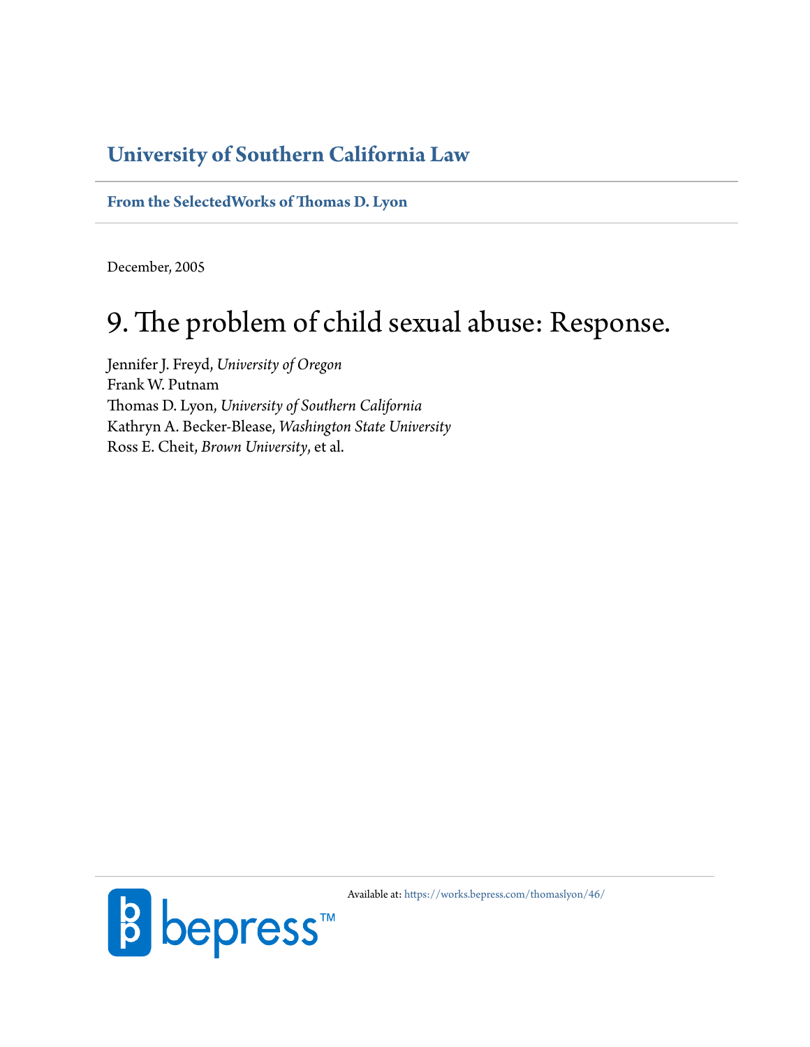**University of Southern California Law**

**From the SelectedWorks of Thomas D. Lyon**

December, 2005

# 9. The problem of child sexual abuse: Response.

Jennifer J. Freyd, *University of Oregon*
Frank W. Putnam
Thomas D. Lyon, *University of Southern California*
Kathryn A. Becker-Blease, *Washington State University*
Ross E. Cheit, *Brown University*, et al.

Available at: https://works.bepress.com/thomaslyon/46/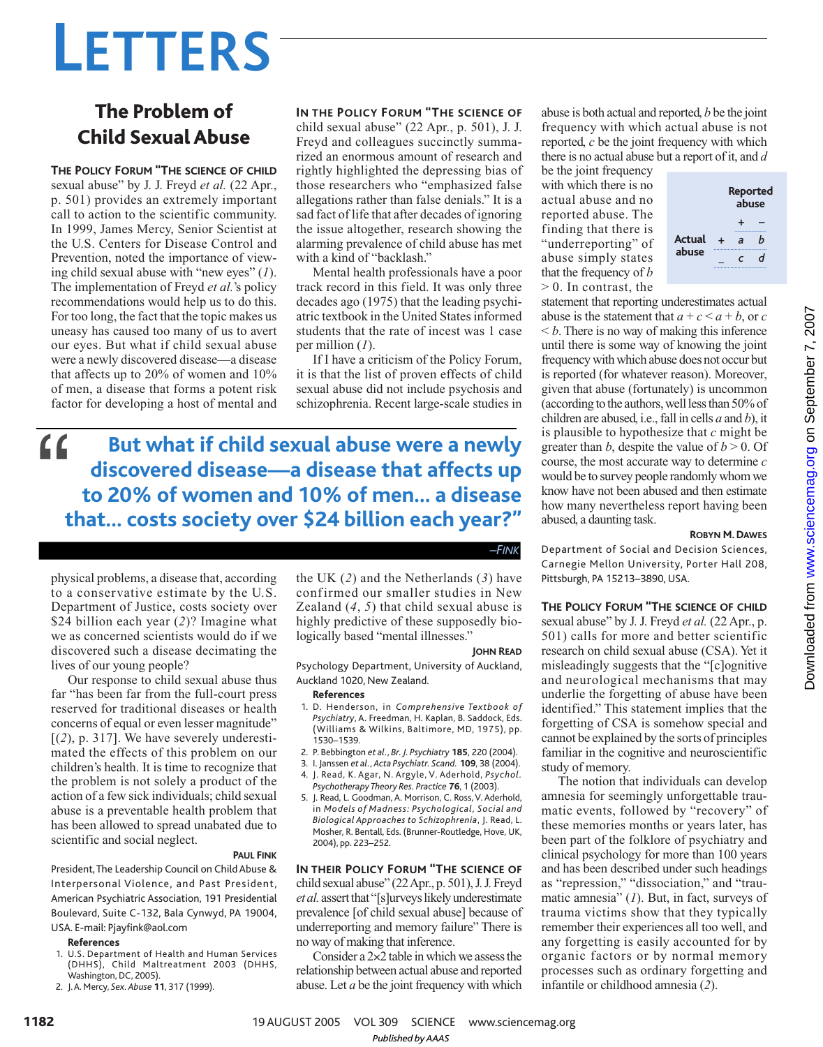# LETTERS

## The Problem of Child Sexual Abuse

**THE POLICY FORUM "THE SCIENCE OF CHILD** sexual abuse" by J. J. Freyd *et al.* (22 Apr., p. 501) provides an extremely important call to action to the scientific community. In 1999, James Mercy, Senior Scientist at the U.S. Centers for Disease Control and Prevention, noted the importance of viewing child sexual abuse with "new eyes" (*1*). The implementation of Freyd *et al.*'s policy recommendations would help us to do this. For too long, the fact that the topic makes us uneasy has caused too many of us to avert our eyes. But what if child sexual abuse were a newly discovered disease—a disease that affects up to 20% of women and 10% of men, a disease that forms a potent risk factor for developing a host of mental and physical problems, a disease that, according to a conservative estimate by the U.S. Department of Justice, costs society over $24 billion each year (*2*)? Imagine what we as concerned scientists would do if we discovered such a disease decimating the lives of our young people?

Our response to child sexual abuse thus far "has been far from the full-court press reserved for traditional diseases or health concerns of equal or even lesser magnitude" [(*2*), p. 317]. We have severely underestimated the effects of this problem on our children's health. It is time to recognize that the problem is not solely a product of the action of a few sick individuals; child sexual abuse is a preventable health problem that has been allowed to spread unabated due to scientific and social neglect.

> "But what if child sexual abuse were a newly discovered disease—a disease that affects up to 20% of women and 10% of men... a disease that... costs society over $24 billion each year?"
>
> —FINK

**PAUL FINK**

President, The Leadership Council on Child Abuse & Interpersonal Violence, and Past President, American Psychiatric Association, 191 Presidential Boulevard, Suite C-132, Bala Cynwyd, PA 19004, USA. E-mail: Pjayfink@aol.com

**References**

1. U.S. Department of Health and Human Services (DHHS), Child Maltreatment 2003 (DHHS, Washington, DC, 2005).
2. J. A. Mercy, *Sex. Abuse* **11**, 317 (1999).

**IN THE POLICY FORUM "THE SCIENCE OF** child sexual abuse" (22 Apr., p. 501), J. J. Freyd and colleagues succinctly summarized an enormous amount of research and rightly highlighted the depressing bias of those researchers who "emphasized false allegations rather than false denials." It is a sad fact of life that after decades of ignoring the issue altogether, research showing the alarming prevalence of child abuse has met with a kind of "backlash."

Mental health professionals have a poor track record in this field. It was only three decades ago (1975) that the leading psychiatric textbook in the United States informed students that the rate of incest was 1 case per million (*1*).

If I have a criticism of the Policy Forum, it is that the list of proven effects of child sexual abuse did not include psychosis and schizophrenia. Recent large-scale studies in the UK (*2*) and the Netherlands (*3*) have confirmed our smaller studies in New Zealand (*4*, *5*) that child sexual abuse is highly predictive of these supposedly biologically based "mental illnesses."

**JOHN READ**

Psychology Department, University of Auckland, Auckland 1020, New Zealand.

**References**

1. D. Henderson, in *Comprehensive Textbook of Psychiatry*, A. Freedman, H. Kaplan, B. Saddock, Eds. (Williams & Wilkins, Baltimore, MD, 1975), pp. 1530–1539.
2. P. Bebbington *et al.*, *Br. J. Psychiatry* **185**, 220 (2004).
3. I. Janssen *et al.*, *Acta Psychiatr. Scand.* **109**, 38 (2004).
4. J. Read, K. Agar, N. Argyle, V. Aderhold, *Psychol. Psychotherapy Theory Res. Practice* **76**, 1 (2003).
5. J. Read, L. Goodman, A. Morrison, C. Ross, V. Aderhold, in *Models of Madness: Psychological, Social and Biological Approaches to Schizophrenia*, J. Read, L. Mosher, R. Bentall, Eds. (Brunner-Routledge, Hove, UK, 2004), pp. 223–252.

**IN THEIR POLICY FORUM "THE SCIENCE OF** child sexual abuse" (22 Apr., p. 501), J. J. Freyd *et al.* assert that "[s]urveys likely underestimate prevalence [of child sexual abuse] because of underreporting and memory failure." There is no way of making that inference.

Consider a 2×2 table in which we assess the relationship between actual abuse and reported abuse. Let $a$ be the joint frequency with which abuse is both actual and reported, $b$ be the joint frequency with which actual abuse is not reported, $c$ be the joint frequency with which there is no actual abuse but a report of it, and $d$ be the joint frequency with which there is no actual abuse and no reported abuse. The finding that there is "underreporting" of abuse simply states that the frequency of $b > 0$. In contrast, the statement that reporting underestimates actual abuse is the statement that $a + c < a + b$, or $c < b$. There is no way of making this inference until there is some way of knowing the joint frequency with which abuse does not occur but is reported (for whatever reason). Moreover, given that abuse (fortunately) is uncommon (according to the authors, well less than 50% of children are abused, i.e., fall in cells $a$ and $b$), it is plausible to hypothesize that $c$ might be greater than $b$, despite the value of $b > 0$. Of course, the most accurate way to determine $c$ would be to survey people randomly whom we know have not been abused and then estimate how many nevertheless report having been abused, a daunting task.

| | | Reported abuse | |
|---|---|---|---|
| | | + | – |
| Actual abuse | + | $a$ | $b$ |
| | – | $c$ | $d$ |

**ROBYN M. DAWES**

Department of Social and Decision Sciences, Carnegie Mellon University, Porter Hall 208, Pittsburgh, PA 15213–3890, USA.

**THE POLICY FORUM "THE SCIENCE OF CHILD** sexual abuse" by J. J. Freyd *et al.* (22 Apr., p. 501) calls for more and better scientific research on child sexual abuse (CSA). Yet it misleadingly suggests that the "[c]ognitive and neurological mechanisms that may underlie the forgetting of abuse have been identified." This statement implies that the forgetting of CSA is somehow special and cannot be explained by the sorts of principles familiar in the cognitive and neuroscientific study of memory.

The notion that individuals can develop amnesia for seemingly unforgettable traumatic events, followed by "recovery" of these memories months or years later, has been part of the folklore of psychiatry and clinical psychology for more than 100 years and has been described under such headings as "repression," "dissociation," and "traumatic amnesia" (*1*). But, in fact, surveys of trauma victims show that they typically remember their experiences all too well, and any forgetting is easily accounted for by organic factors or by normal memory processes such as ordinary forgetting and infantile or childhood amnesia (*2*).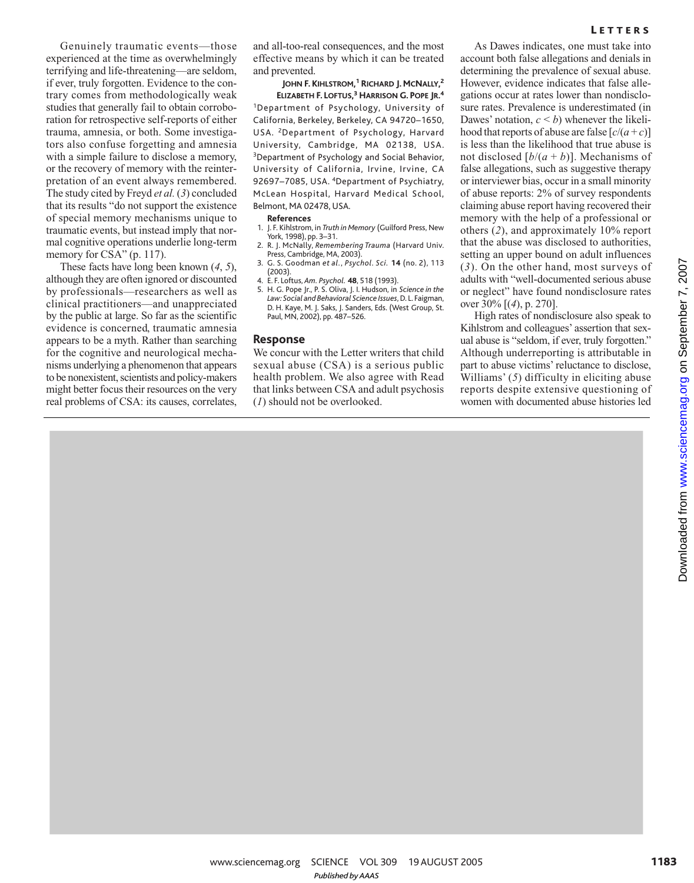Genuinely traumatic events—those experienced at the time as overwhelmingly terrifying and life-threatening—are seldom, if ever, truly forgotten. Evidence to the contrary comes from methodologically weak studies that generally fail to obtain corroboration for retrospective self-reports of either trauma, amnesia, or both. Some investigators also confuse forgetting and amnesia with a simple failure to disclose a memory, or the recovery of memory with the reinterpretation of an event always remembered. The study cited by Freyd *et al.* (*3*) concluded that its results "do not support the existence of special memory mechanisms unique to traumatic events, but instead imply that normal cognitive operations underlie long-term memory for CSA" (p. 117).

These facts have long been known (*4*, *5*), although they are often ignored or discounted by professionals—researchers as well as clinical practitioners—and unappreciated by the public at large. So far as the scientific evidence is concerned, traumatic amnesia appears to be a myth. Rather than searching for the cognitive and neurological mechanisms underlying a phenomenon that appears to be nonexistent, scientists and policy-makers might better focus their resources on the very real problems of CSA: its causes, correlates, and all-too-real consequences, and the most effective means by which it can be treated and prevented.

**JOHN F. KIHLSTROM,[1] RICHARD J. MCNALLY,[2] ELIZABETH F. LOFTUS,[3] HARRISON G. POPE JR.[4]**

[1]Department of Psychology, University of California, Berkeley, Berkeley, CA 94720–1650, USA. [2]Department of Psychology, Harvard University, Cambridge, MA 02138, USA. [3]Department of Psychology and Social Behavior, University of California, Irvine, Irvine, CA 92697–7085, USA. [4]Department of Psychiatry, McLean Hospital, Harvard Medical School, Belmont, MA 02478, USA.

**References**

1. J. F. Kihlstrom, in *Truth in Memory* (Guilford Press, New York, 1998), pp. 3–31.
2. R. J. McNally, *Remembering Trauma* (Harvard Univ. Press, Cambridge, MA, 2003).
3. G. S. Goodman *et al.*, *Psychol. Sci.* **14** (no. 2), 113 (2003).
4. E. F. Loftus, *Am. Psychol.* **48**, 518 (1993).
5. H. G. Pope Jr., P. S. Oliva, J. I. Hudson, in *Science in the Law: Social and Behavioral Science Issues*, D. L. Faigman, D. H. Kaye, M. J. Saks, J. Sanders, Eds. (West Group, St. Paul, MN, 2002), pp. 487–526.

## Response

We concur with the Letter writers that child sexual abuse (CSA) is a serious public health problem. We also agree with Read that links between CSA and adult psychosis (*1*) should not be overlooked.

As Dawes indicates, one must take into account both false allegations and denials in determining the prevalence of sexual abuse. However, evidence indicates that false allegations occur at rates lower than nondisclosure rates. Prevalence is underestimated (in Dawes' notation, $c < b$) whenever the likelihood that reports of abuse are false [$c/(a + c)$] is less than the likelihood that true abuse is not disclosed [$b/(a + b)$]. Mechanisms of false allegations, such as suggestive therapy or interviewer bias, occur in a small minority of abuse reports: 2% of survey respondents claiming abuse report having recovered their memory with the help of a professional or others (*2*), and approximately 10% report that the abuse was disclosed to authorities, setting an upper bound on adult influences (*3*). On the other hand, most surveys of adults with "well-documented serious abuse or neglect" have found nondisclosure rates over 30% [(*4*), p. 270].

High rates of nondisclosure also speak to Kihlstrom and colleagues' assertion that sexual abuse is "seldom, if ever, truly forgotten." Although underreporting is attributable in part to abuse victims' reluctance to disclose, Williams' (*5*) difficulty in eliciting abuse reports despite extensive questioning of women with documented abuse histories led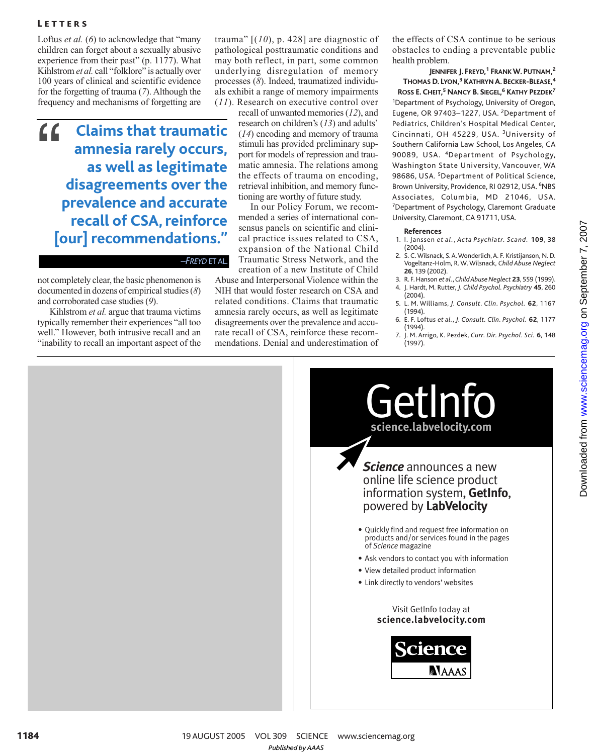Loftus *et al.* (*6*) to acknowledge that "many children can forget about a sexually abusive experience from their past" (p. 1177). What Kihlstrom *et al.* call "folklore" is actually over 100 years of clinical and scientific evidence for the forgetting of trauma (*7*). Although the frequency and mechanisms of forgetting are not completely clear, the basic phenomenon is documented in dozens of empirical studies (*8*) and corroborated case studies (*9*).

> "Claims that traumatic amnesia rarely occurs, as well as legitimate disagreements over the prevalence and accurate recall of CSA, reinforce [our] recommendations."
>
> —*FREYD* ET AL.

Kihlstrom *et al.* argue that trauma victims typically remember their experiences "all too well." However, both intrusive recall and an "inability to recall an important aspect of the trauma" [(*10*), p. 428] are diagnostic of pathological posttraumatic conditions and may both reflect, in part, some common underlying disregulation of memory processes (*8*). Indeed, traumatized individuals exhibit a range of memory impairments (*11*). Research on executive control over recall of unwanted memories (*12*), and research on children's (*13*) and adults' (*14*) encoding and memory of trauma stimuli has provided preliminary support for models of repression and traumatic amnesia. The relations among the effects of trauma on encoding, retrieval inhibition, and memory functioning are worthy of future study.

In our Policy Forum, we recommended a series of international consensus panels on scientific and clinical practice issues related to CSA, expansion of the National Child Traumatic Stress Network, and the creation of a new Institute of Child Abuse and Interpersonal Violence within the NIH that would foster research on CSA and related conditions. Claims that traumatic amnesia rarely occurs, as well as legitimate disagreements over the prevalence and accurate recall of CSA, reinforce these recommendations. Denial and underestimation of the effects of CSA continue to be serious obstacles to ending a preventable public health problem.

**JENNIFER J. FREYD,[1] FRANK W. PUTNAM,[2] THOMAS D. LYON,[3] KATHRYN A. BECKER-BLEASE,[4] ROSS E. CHEIT,[5] NANCY B. SIEGEL,[6] KATHY PEZDEK[7]**

[1]Department of Psychology, University of Oregon, Eugene, OR 97403–1227, USA. [2]Department of Pediatrics, Children's Hospital Medical Center, Cincinnati, OH 45229, USA. [3]University of Southern California Law School, Los Angeles, CA 90089, USA. [4]Department of Psychology, Washington State University, Vancouver, WA 98686, USA. [5]Department of Political Science, Brown University, Providence, RI 02912, USA. [6]NBS Associates, Columbia, MD 21046, USA. [7]Department of Psychology, Claremont Graduate University, Claremont, CA 91711, USA.

**References**

1. I. Janssen *et al.*, *Acta Psychiatr. Scand.* **109**, 38 (2004).
2. S. C. Wilsnack, S. A. Wonderlich, A. F. Kristijanson, N. D. Vogeltanz-Holm, R. W. Wilsnack, *Child Abuse Neglect* **26**, 139 (2002).
3. R. F. Hanson *et al.*, *Child Abuse Neglect* **23**, 559 (1999).
4. J. Hardt, M. Rutter, *J. Child Psychol. Psychiatry* **45**, 260 (2004).
5. L. M. Williams, *J. Consult. Clin. Psychol.* **62**, 1167 (1994).
6. E. F. Loftus *et al.*, *J. Consult. Clin. Psychol.* **62**, 1177 (1994).
7. J. M. Arrigo, K. Pezdek, *Curr. Dir. Psychol. Sci.* **6**, 148 (1997).

GetInfo
science.labvelocity.com

***Science*** announces a new online life science product information system, **GetInfo**, powered by **LabVelocity**

- Quickly find and request free information on products and/or services found in the pages of *Science* magazine
- Ask vendors to contact you with information
- View detailed product information
- Link directly to vendors' websites

Visit GetInfo today at
**science.labvelocity.com**

Science AAAS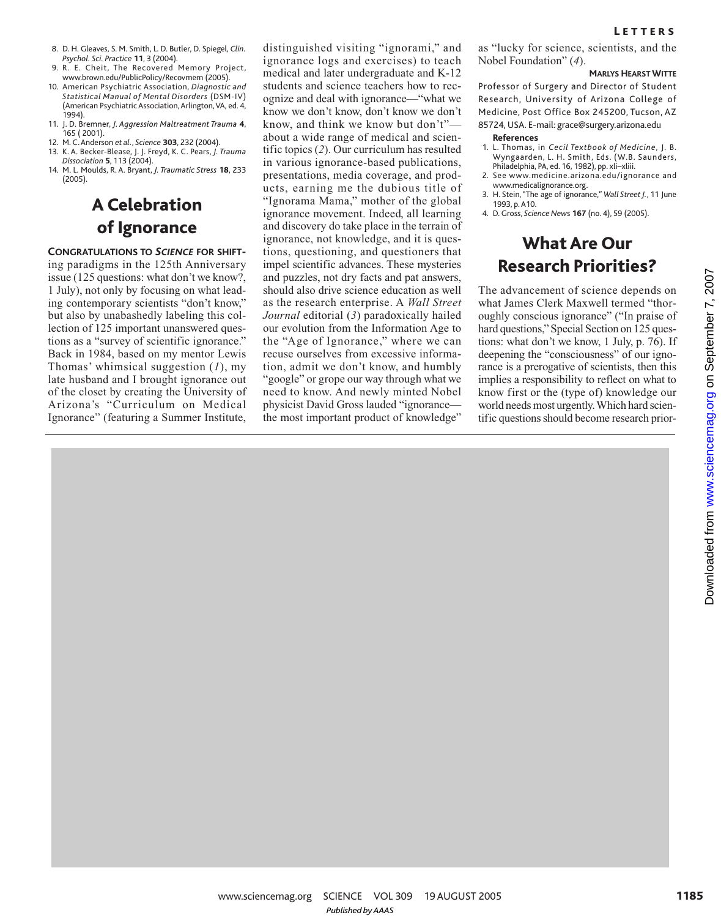8. D. H. Gleaves, S. M. Smith, L. D. Butler, D. Spiegel, *Clin. Psychol. Sci. Practice* **11**, 3 (2004).
9. R. E. Cheit, The Recovered Memory Project, www.brown.edu/PublicPolicy/Recovmem (2005).
10. American Psychiatric Association, *Diagnostic and Statistical Manual of Mental Disorders* (DSM-IV) (American Psychiatric Association, Arlington, VA, ed. 4, 1994).
11. J. D. Bremner, *J. Aggression Maltreatment Trauma* **4**, 165 ( 2001).
12. M. C. Anderson *et al.*, *Science* **303**, 232 (2004).
13. K. A. Becker-Blease, J. J. Freyd, K. C. Pears, *J. Trauma Dissociation* **5**, 113 (2004).
14. M. L. Moulds, R. A. Bryant, *J. Traumatic Stress* **18**, 233 (2005).

## A Celebration of Ignorance

**CONGRATULATIONS TO *SCIENCE* FOR SHIFT**ing paradigms in the 125th Anniversary issue (125 questions: what don't we know?, 1 July), not only by focusing on what leading contemporary scientists "don't know," but also by unabashedly labeling this collection of 125 important unanswered questions as a "survey of scientific ignorance." Back in 1984, based on my mentor Lewis Thomas' whimsical suggestion (*1*), my late husband and I brought ignorance out of the closet by creating the University of Arizona's "Curriculum on Medical Ignorance" (featuring a Summer Institute, distinguished visiting "ignorami," and ignorance logs and exercises) to teach medical and later undergraduate and K-12 students and science teachers how to recognize and deal with ignorance—"what we know we don't know, don't know we don't know, and think we know but don't"—about a wide range of medical and scientific topics (*2*). Our curriculum has resulted in various ignorance-based publications, presentations, media coverage, and products, earning me the dubious title of "Ignorama Mama," mother of the global ignorance movement. Indeed, all learning and discovery do take place in the terrain of ignorance, not knowledge, and it is questions, questioning, and questioners that impel scientific advances. These mysteries and puzzles, not dry facts and pat answers, should also drive science education as well as the research enterprise. A *Wall Street Journal* editorial (*3*) paradoxically hailed our evolution from the Information Age to the "Age of Ignorance," where we can recuse ourselves from excessive information, admit we don't know, and humbly "google" or grope our way through what we need to know. And newly minted Nobel physicist David Gross lauded "ignorance—the most important product of knowledge" as "lucky for science, scientists, and the Nobel Foundation" (*4*).

**MARLYS HEARST WITTE**

Professor of Surgery and Director of Student Research, University of Arizona College of Medicine, Post Office Box 245200, Tucson, AZ 85724, USA. E-mail: grace@surgery.arizona.edu

**References**

1. L. Thomas, in *Cecil Textbook of Medicine*, J. B. Wyngaarden, L. H. Smith, Eds. (W.B. Saunders, Philadelphia, PA, ed. 16, 1982), pp. xli–xliii.
2. See www.medicine.arizona.edu/ignorance and www.medicalignorance.org.
3. H. Stein, "The age of ignorance," *Wall Street J.*, 11 June 1993, p. A10.
4. D. Gross, *Science News* **167** (no. 4), 59 (2005).

## What Are Our Research Priorities?

The advancement of science depends on what James Clerk Maxwell termed "thoroughly conscious ignorance" ("In praise of hard questions," Special Section on 125 questions: what don't we know, 1 July, p. 76). If deepening the "consciousness" of our ignorance is a prerogative of scientists, then this implies a responsibility to reflect on what to know first or the (type of) knowledge our world needs most urgently. Which hard scientific questions should become research prior-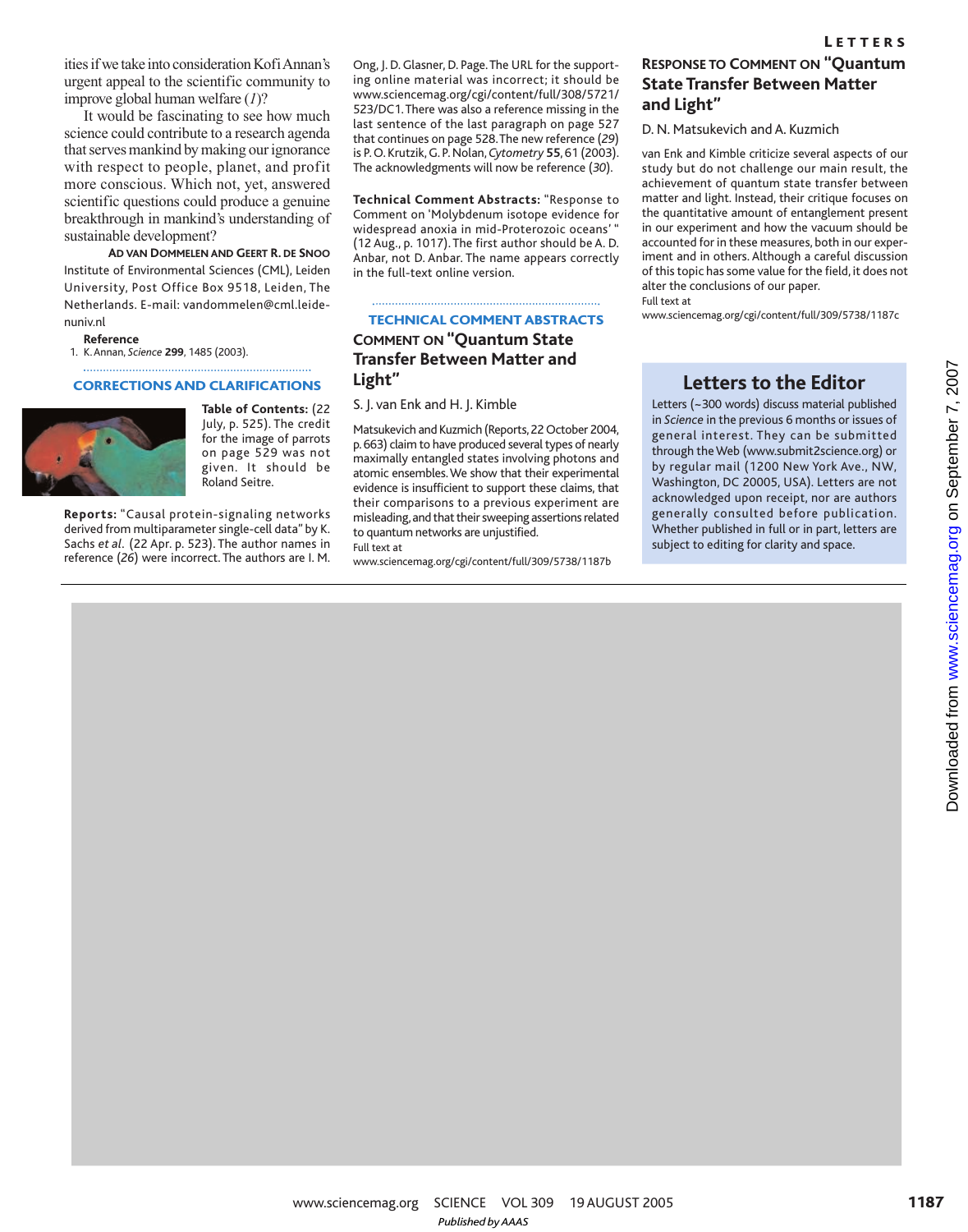ities if we take into consideration Kofi Annan's urgent appeal to the scientific community to improve global human welfare (*1*)?

It would be fascinating to see how much science could contribute to a research agenda that serves mankind by making our ignorance with respect to people, planet, and profit more conscious. Which not, yet, answered scientific questions could produce a genuine breakthrough in mankind's understanding of sustainable development?

**AD VAN DOMMELEN AND GEERT R. DE SNOO**

Institute of Environmental Sciences (CML), Leiden University, Post Office Box 9518, Leiden, The Netherlands. E-mail: vandommelen@cml.leideuniv.nl

**Reference**

1. K. Annan, *Science* **299**, 1485 (2003).

## CORRECTIONS AND CLARIFICATIONS

**Table of Contents:** (22 July, p. 525). The credit for the image of parrots on page 529 was not given. It should be Roland Seitre.

**Reports:** "Causal protein-signaling networks derived from multiparameter single-cell data" by K. Sachs *et al*. (22 Apr. p. 523). The author names in reference (*26*) were incorrect. The authors are I. M. Ong, J. D. Glasner, D. Page. The URL for the supporting online material was incorrect; it should be www.sciencemag.org/cgi/content/full/308/5721/523/DC1. There was also a reference missing in the last sentence of the last paragraph on page 527 that continues on page 528. The new reference (*29*) is P. O. Krutzik, G. P. Nolan, *Cytometry* **55**, 61 (2003). The acknowledgments will now be reference (*30*).

**Technical Comment Abstracts:** "Response to Comment on 'Molybdenum isotope evidence for widespread anoxia in mid-Proterozoic oceans' " (12 Aug., p. 1017). The first author should be A. D. Anbar, not D. Anbar. The name appears correctly in the full-text online version.

## TECHNICAL COMMENT ABSTRACTS

### COMMENT ON "Quantum State Transfer Between Matter and Light"

S. J. van Enk and H. J. Kimble

Matsukevich and Kuzmich (Reports, 22 October 2004, p. 663) claim to have produced several types of nearly maximally entangled states involving photons and atomic ensembles. We show that their experimental evidence is insufficient to support these claims, that their comparisons to a previous experiment are misleading, and that their sweeping assertions related to quantum networks are unjustified.

Full text at
www.sciencemag.org/cgi/content/full/309/5738/1187b

### RESPONSE TO COMMENT ON "Quantum State Transfer Between Matter and Light"

D. N. Matsukevich and A. Kuzmich

van Enk and Kimble criticize several aspects of our study but do not challenge our main result, the achievement of quantum state transfer between matter and light. Instead, their critique focuses on the quantitative amount of entanglement present in our experiment and how the vacuum should be accounted for in these measures, both in our experiment and in others. Although a careful discussion of this topic has some value for the field, it does not alter the conclusions of our paper.

Full text at
www.sciencemag.org/cgi/content/full/309/5738/1187c

## Letters to the Editor

Letters (~300 words) discuss material published in *Science* in the previous 6 months or issues of general interest. They can be submitted through the Web (www.submit2science.org) or by regular mail (1200 New York Ave., NW, Washington, DC 20005, USA). Letters are not acknowledged upon receipt, nor are authors generally consulted before publication. Whether published in full or in part, letters are subject to editing for clarity and space.